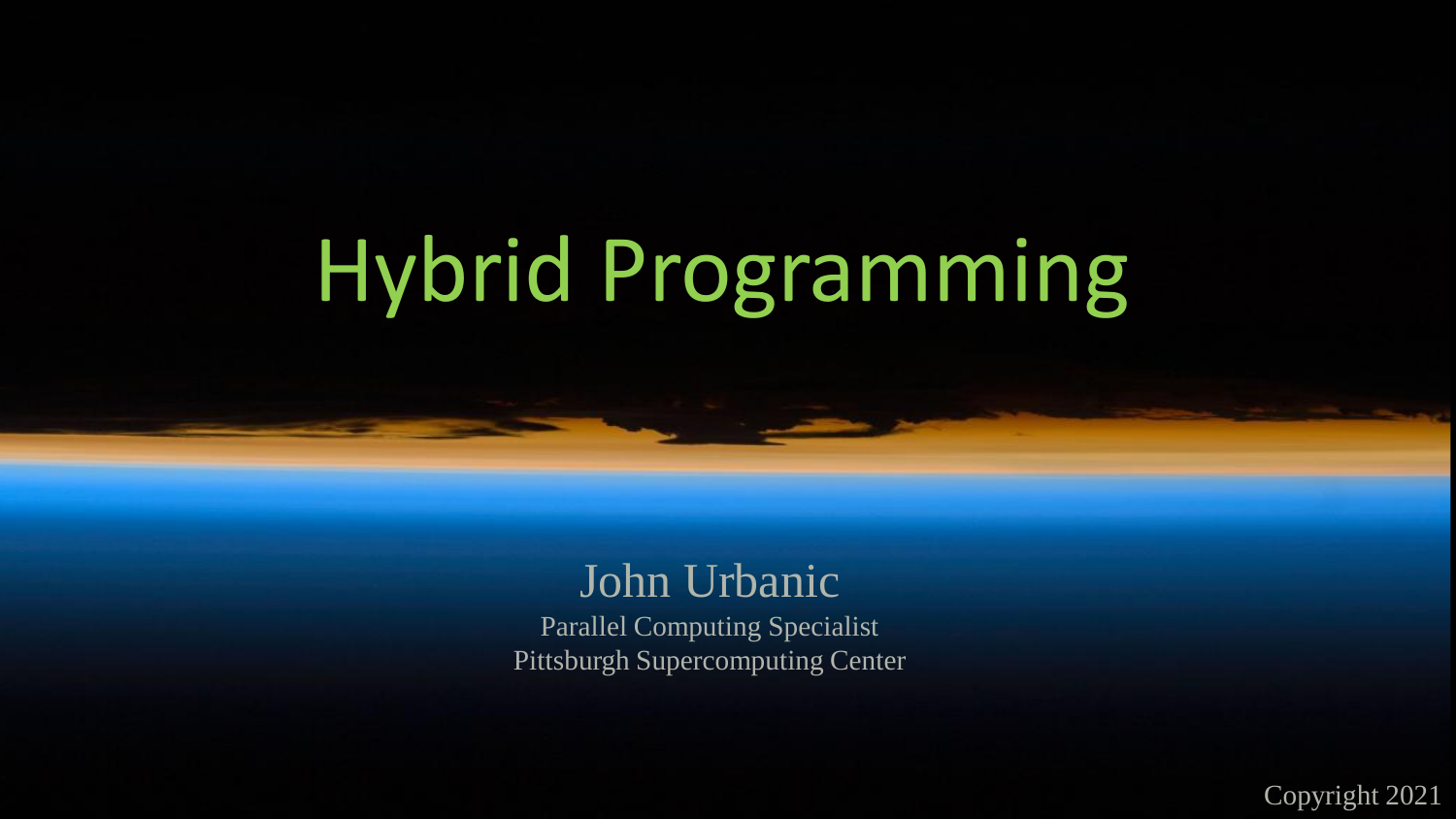# Hybrid Programming

John Urbanic

Parallel Computing Specialist

Pittsburgh Supercomputing Center

Copyright 2021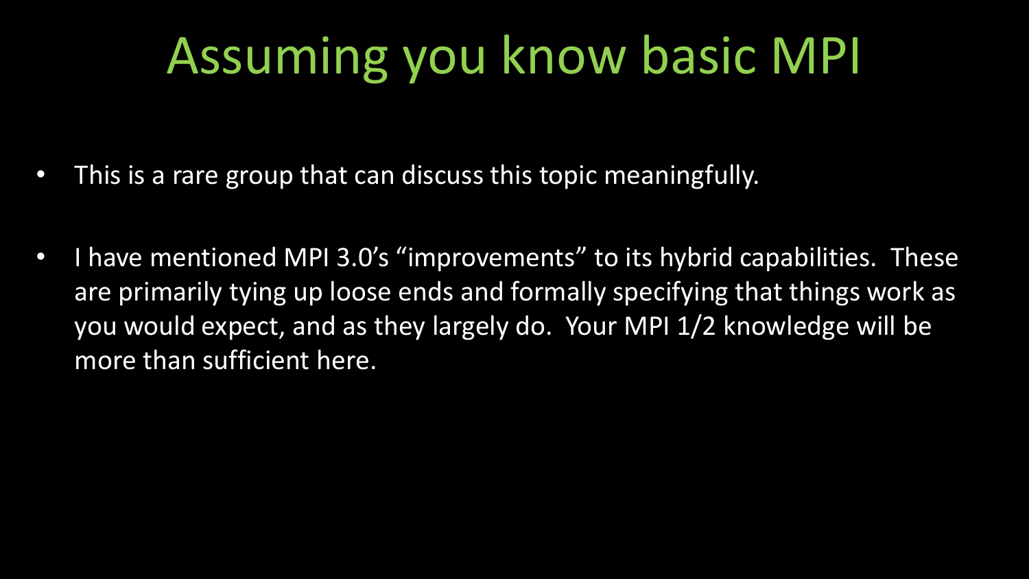# Assuming you know basic MPI

- This is a rare group that can discuss this topic meaningfully.

- I have mentioned MPI 3.0's "improvements" to its hybrid capabilities. These are primarily tying up loose ends and formally specifying that things work as you would expect, and as they largely do. Your MPI 1/2 knowledge will be more than sufficient here.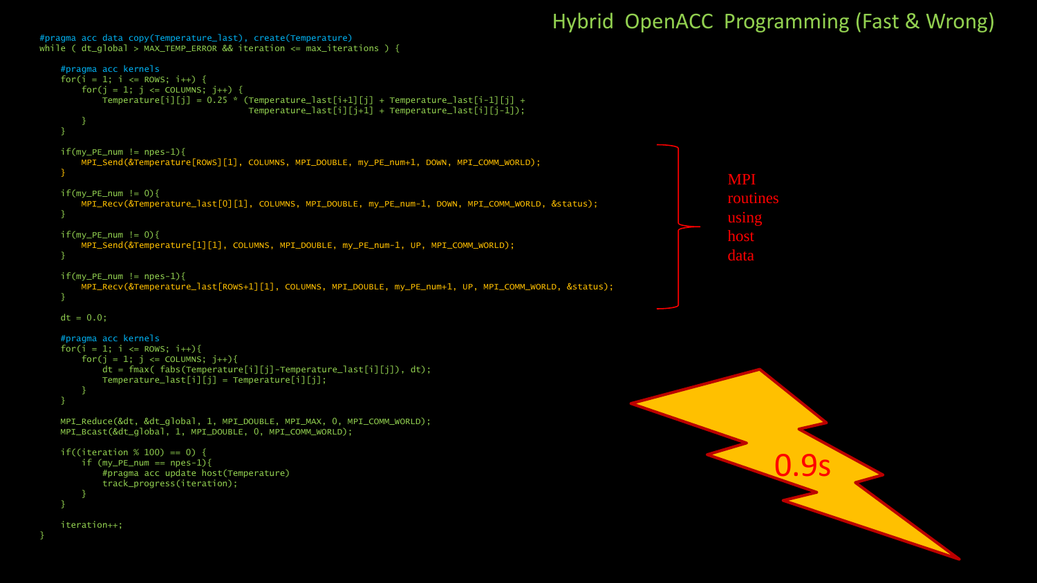# Hybrid OpenACC Programming (Fast & Wrong)

```c
#pragma acc data copy(Temperature_last), create(Temperature)
while ( dt_global > MAX_TEMP_ERROR && iteration <= max_iterations ) {

    #pragma acc kernels
    for(i = 1; i <= ROWS; i++) {
        for(j = 1; j <= COLUMNS; j++) {
            Temperature[i][j] = 0.25 * (Temperature_last[i+1][j] + Temperature_last[i-1][j] +
                                        Temperature_last[i][j+1] + Temperature_last[i][j-1]);
        }
    }

    if(my_PE_num != npes-1){
        MPI_Send(&Temperature[ROWS][1], COLUMNS, MPI_DOUBLE, my_PE_num+1, DOWN, MPI_COMM_WORLD);
    }

    if(my_PE_num != 0){
        MPI_Recv(&Temperature_last[0][1], COLUMNS, MPI_DOUBLE, my_PE_num-1, DOWN, MPI_COMM_WORLD, &status);
    }

    if(my_PE_num != 0){
        MPI_Send(&Temperature[1][1], COLUMNS, MPI_DOUBLE, my_PE_num-1, UP, MPI_COMM_WORLD);
    }

    if(my_PE_num != npes-1){
        MPI_Recv(&Temperature_last[ROWS+1][1], COLUMNS, MPI_DOUBLE, my_PE_num+1, UP, MPI_COMM_WORLD, &status);
    }

    dt = 0.0;

    #pragma acc kernels
    for(i = 1; i <= ROWS; i++){
        for(j = 1; j <= COLUMNS; j++){
            dt = fmax( fabs(Temperature[i][j]-Temperature_last[i][j]), dt);
            Temperature_last[i][j] = Temperature[i][j];
        }
    }

    MPI_Reduce(&dt, &dt_global, 1, MPI_DOUBLE, MPI_MAX, 0, MPI_COMM_WORLD);
    MPI_Bcast(&dt_global, 1, MPI_DOUBLE, 0, MPI_COMM_WORLD);

    if((iteration % 100) == 0) {
        if (my_PE_num == npes-1){
            #pragma acc update host(Temperature)
            track_progress(iteration);
        }
    }

    iteration++;
}
```

MPI routines using host data

0.9s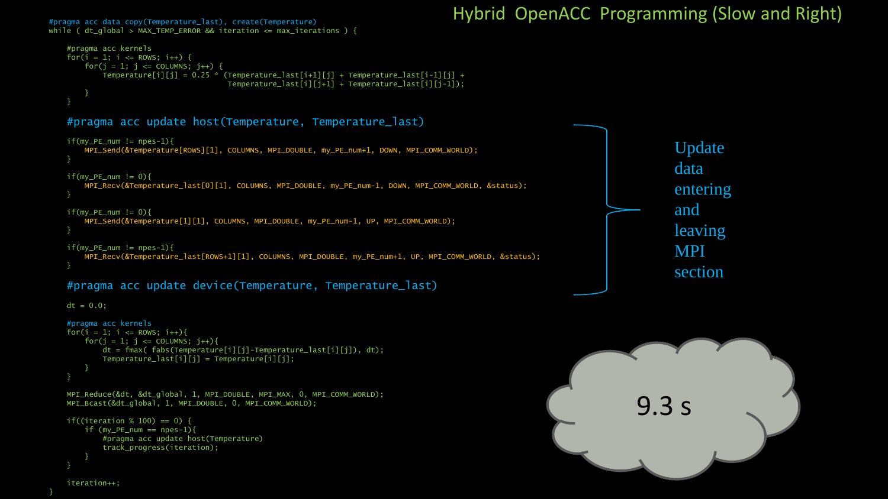# Hybrid OpenACC Programming (Slow and Right)

```c
#pragma acc data copy(Temperature_last), create(Temperature)
while ( dt_global > MAX_TEMP_ERROR && iteration <= max_iterations ) {

    #pragma acc kernels
    for(i = 1; i <= ROWS; i++) {
        for(j = 1; j <= COLUMNS; j++) {
            Temperature[i][j] = 0.25 * (Temperature_last[i+1][j] + Temperature_last[i-1][j] +
                                        Temperature_last[i][j+1] + Temperature_last[i][j-1]);
        }
    }

    #pragma acc update host(Temperature, Temperature_last)

    if(my_PE_num != npes-1){
        MPI_Send(&Temperature[ROWS][1], COLUMNS, MPI_DOUBLE, my_PE_num+1, DOWN, MPI_COMM_WORLD);
    }

    if(my_PE_num != 0){
        MPI_Recv(&Temperature_last[0][1], COLUMNS, MPI_DOUBLE, my_PE_num-1, DOWN, MPI_COMM_WORLD, &status);
    }

    if(my_PE_num != 0){
        MPI_Send(&Temperature[1][1], COLUMNS, MPI_DOUBLE, my_PE_num-1, UP, MPI_COMM_WORLD);
    }

    if(my_PE_num != npes-1){
        MPI_Recv(&Temperature_last[ROWS+1][1], COLUMNS, MPI_DOUBLE, my_PE_num+1, UP, MPI_COMM_WORLD, &status);
    }

    #pragma acc update device(Temperature, Temperature_last)

    dt = 0.0;

    #pragma acc kernels
    for(i = 1; i <= ROWS; i++){
        for(j = 1; j <= COLUMNS; j++){
            dt = fmax( fabs(Temperature[i][j]-Temperature_last[i][j]), dt);
            Temperature_last[i][j] = Temperature[i][j];
        }
    }

    MPI_Reduce(&dt, &dt_global, 1, MPI_DOUBLE, MPI_MAX, 0, MPI_COMM_WORLD);
    MPI_Bcast(&dt_global, 1, MPI_DOUBLE, 0, MPI_COMM_WORLD);

    if((iteration % 100) == 0) {
        if (my_PE_num == npes-1){
            #pragma acc update host(Temperature)
            track_progress(iteration);
        }
    }

    iteration++;
}
```

Update data entering and leaving MPI section

9.3 s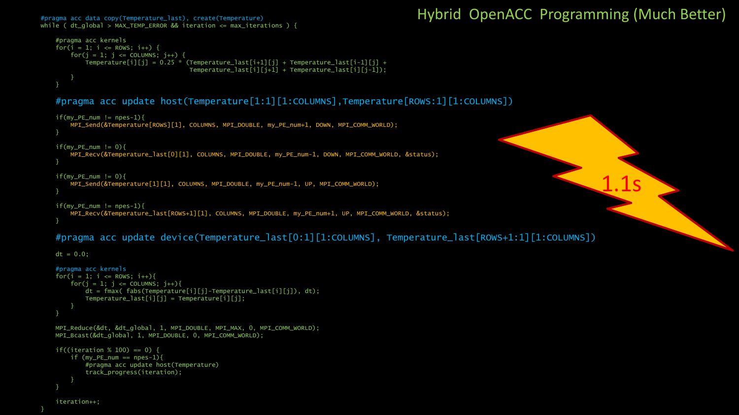# Hybrid OpenACC Programming (Much Better)

```
#pragma acc data copy(Temperature_last), create(Temperature)
while ( dt_global > MAX_TEMP_ERROR && iteration <= max_iterations ) {

    #pragma acc kernels
    for(i = 1; i <= ROWS; i++) {
        for(j = 1; j <= COLUMNS; j++) {
            Temperature[i][j] = 0.25 * (Temperature_last[i+1][j] + Temperature_last[i-1][j] +
                                        Temperature_last[i][j+1] + Temperature_last[i][j-1]);
        }
    }

    #pragma acc update host(Temperature[1:1][1:COLUMNS],Temperature[ROWS:1][1:COLUMNS])

    if(my_PE_num != npes-1){
        MPI_Send(&Temperature[ROWS][1], COLUMNS, MPI_DOUBLE, my_PE_num+1, DOWN, MPI_COMM_WORLD);
    }

    if(my_PE_num != 0){
        MPI_Recv(&Temperature_last[0][1], COLUMNS, MPI_DOUBLE, my_PE_num-1, DOWN, MPI_COMM_WORLD, &status);
    }

    if(my_PE_num != 0){
        MPI_Send(&Temperature[1][1], COLUMNS, MPI_DOUBLE, my_PE_num-1, UP, MPI_COMM_WORLD);
    }

    if(my_PE_num != npes-1){
        MPI_Recv(&Temperature_last[ROWS+1][1], COLUMNS, MPI_DOUBLE, my_PE_num+1, UP, MPI_COMM_WORLD, &status);
    }

    #pragma acc update device(Temperature_last[0:1][1:COLUMNS], Temperature_last[ROWS+1:1][1:COLUMNS])

    dt = 0.0;

    #pragma acc kernels
    for(i = 1; i <= ROWS; i++){
        for(j = 1; j <= COLUMNS; j++){
            dt = fmax( fabs(Temperature[i][j]-Temperature_last[i][j]), dt);
            Temperature_last[i][j] = Temperature[i][j];
        }
    }

    MPI_Reduce(&dt, &dt_global, 1, MPI_DOUBLE, MPI_MAX, 0, MPI_COMM_WORLD);
    MPI_Bcast(&dt_global, 1, MPI_DOUBLE, 0, MPI_COMM_WORLD);

    if((iteration % 100) == 0) {
        if (my_PE_num == npes-1){
            #pragma acc update host(Temperature)
            track_progress(iteration);
        }
    }

    iteration++;
}
```

1.1s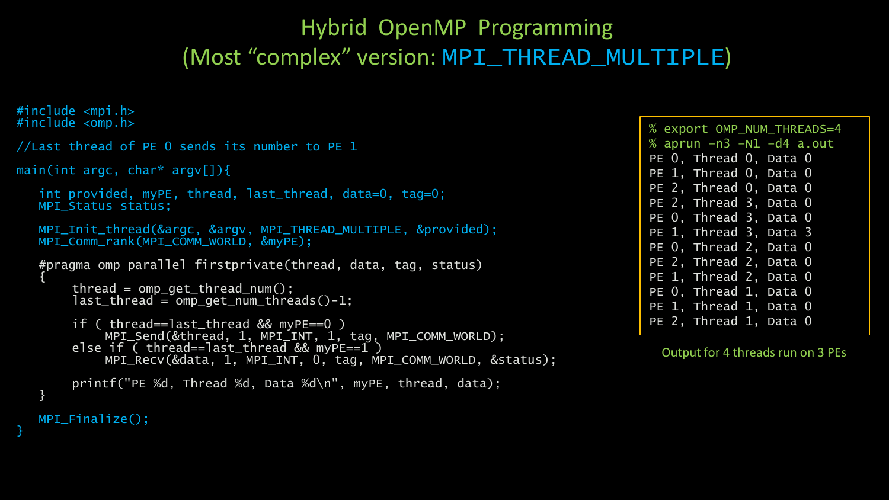# Hybrid OpenMP Programming
## (Most "complex" version: MPI_THREAD_MULTIPLE)

```c
#include <mpi.h>
#include <omp.h>

//Last thread of PE 0 sends its number to PE 1

main(int argc, char* argv[]){

   int provided, myPE, thread, last_thread, data=0, tag=0;
   MPI_Status status;

   MPI_Init_thread(&argc, &argv, MPI_THREAD_MULTIPLE, &provided);
   MPI_Comm_rank(MPI_COMM_WORLD, &myPE);

   #pragma omp parallel firstprivate(thread, data, tag, status)
   {
       thread = omp_get_thread_num();
       last_thread = omp_get_num_threads()-1;

       if ( thread==last_thread && myPE==0 )
           MPI_Send(&thread, 1, MPI_INT, 1, tag, MPI_COMM_WORLD);
       else if ( thread==last_thread && myPE==1 )
           MPI_Recv(&data, 1, MPI_INT, 0, tag, MPI_COMM_WORLD, &status);

       printf("PE %d, Thread %d, Data %d\n", myPE, thread, data);
   }

   MPI_Finalize();
}
```

```
% export OMP_NUM_THREADS=4
% aprun -n3 -N1 -d4 a.out
PE 0, Thread 0, Data 0
PE 1, Thread 0, Data 0
PE 2, Thread 0, Data 0
PE 2, Thread 3, Data 0
PE 0, Thread 3, Data 0
PE 1, Thread 3, Data 3
PE 0, Thread 2, Data 0
PE 2, Thread 2, Data 0
PE 1, Thread 2, Data 0
PE 0, Thread 1, Data 0
PE 1, Thread 1, Data 0
PE 2, Thread 1, Data 0
```

Output for 4 threads run on 3 PEs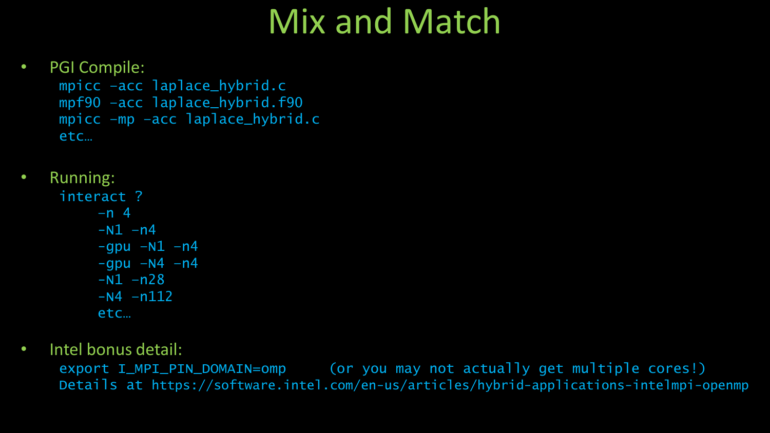# Mix and Match

- PGI Compile:

```
mpicc -acc laplace_hybrid.c
mpf90 -acc laplace_hybrid.f90
mpicc -mp -acc laplace_hybrid.c
etc…
```

- Running:

```
interact ?
     -n 4
     -N1 -n4
     -gpu -N1 -n4
     -gpu -N4 -n4
     -N1 -n28
     -N4 -n112
     etc…
```

- Intel bonus detail:

```
export I_MPI_PIN_DOMAIN=omp     (or you may not actually get multiple cores!)
Details at https://software.intel.com/en-us/articles/hybrid-applications-intelmpi-openmp
```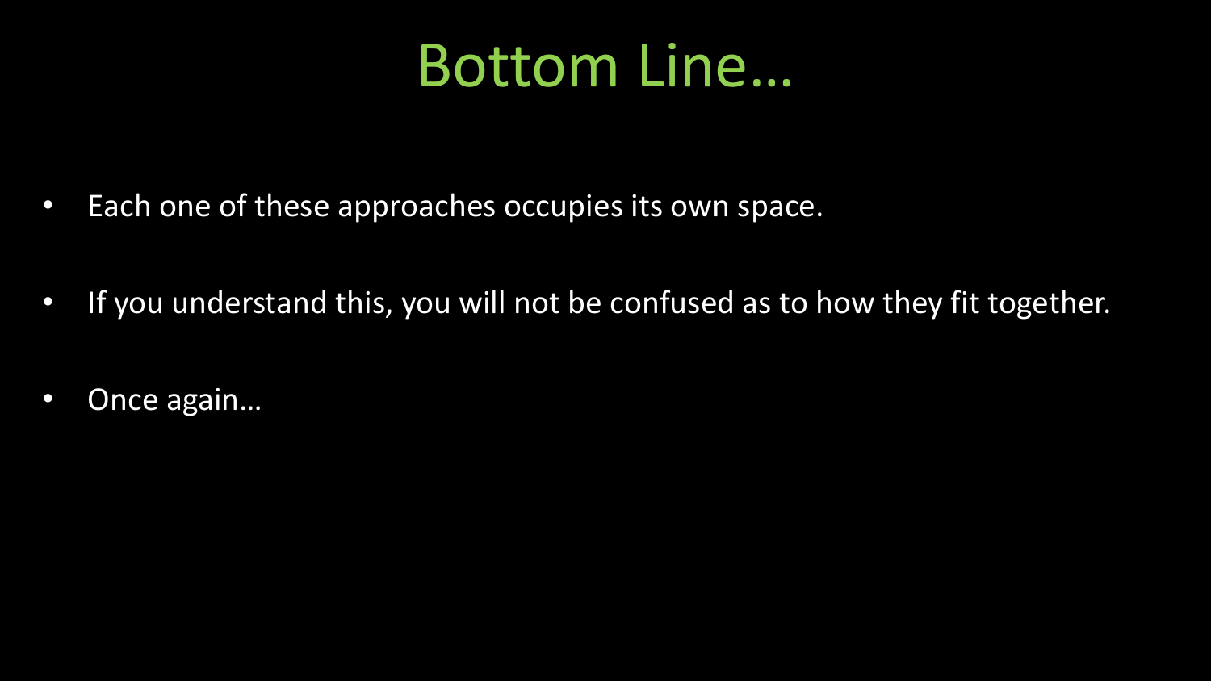# Bottom Line…

- Each one of these approaches occupies its own space.
- If you understand this, you will not be confused as to how they fit together.
- Once again…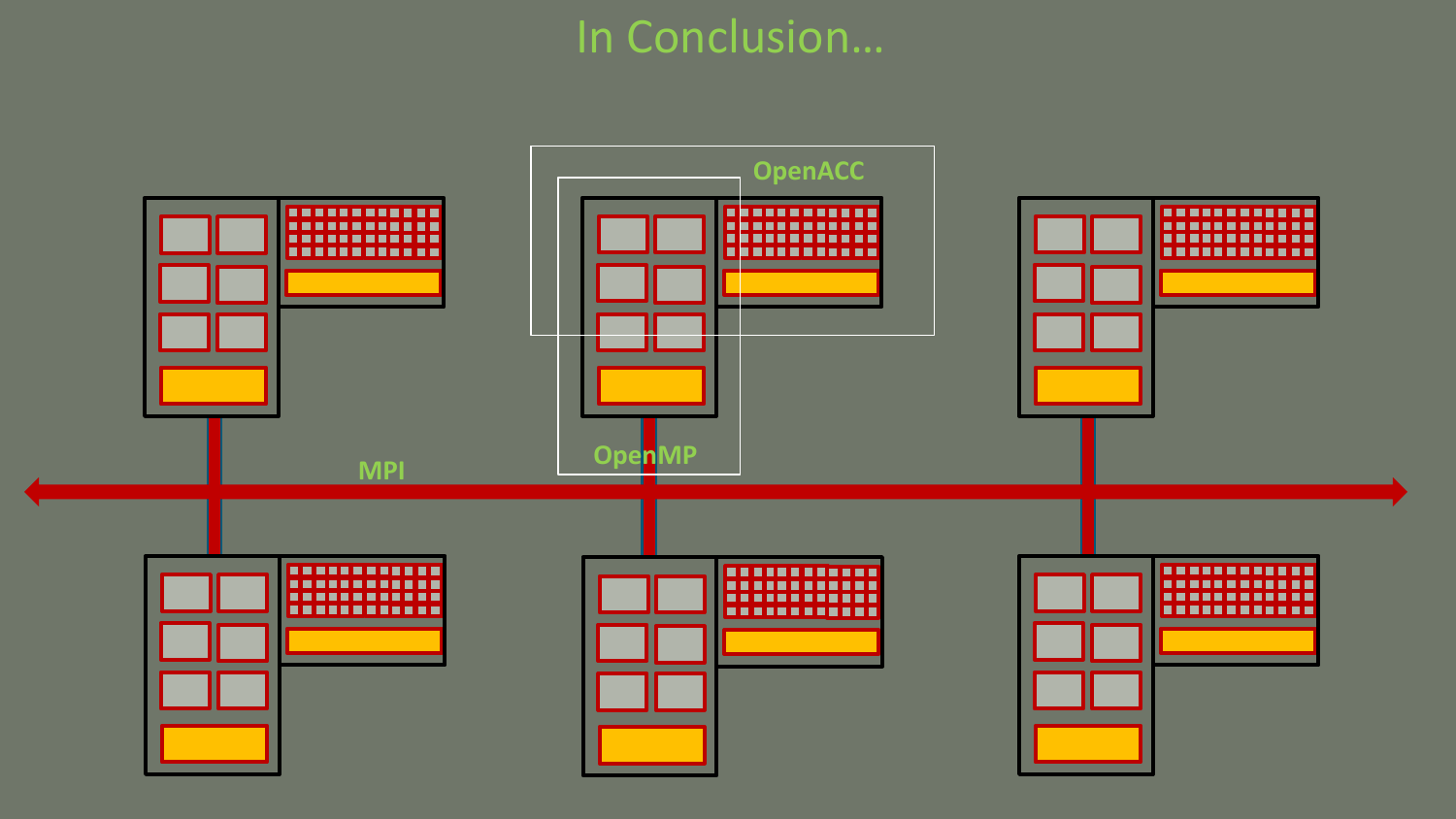# In Conclusion…

OpenACC

OpenMP

MPI